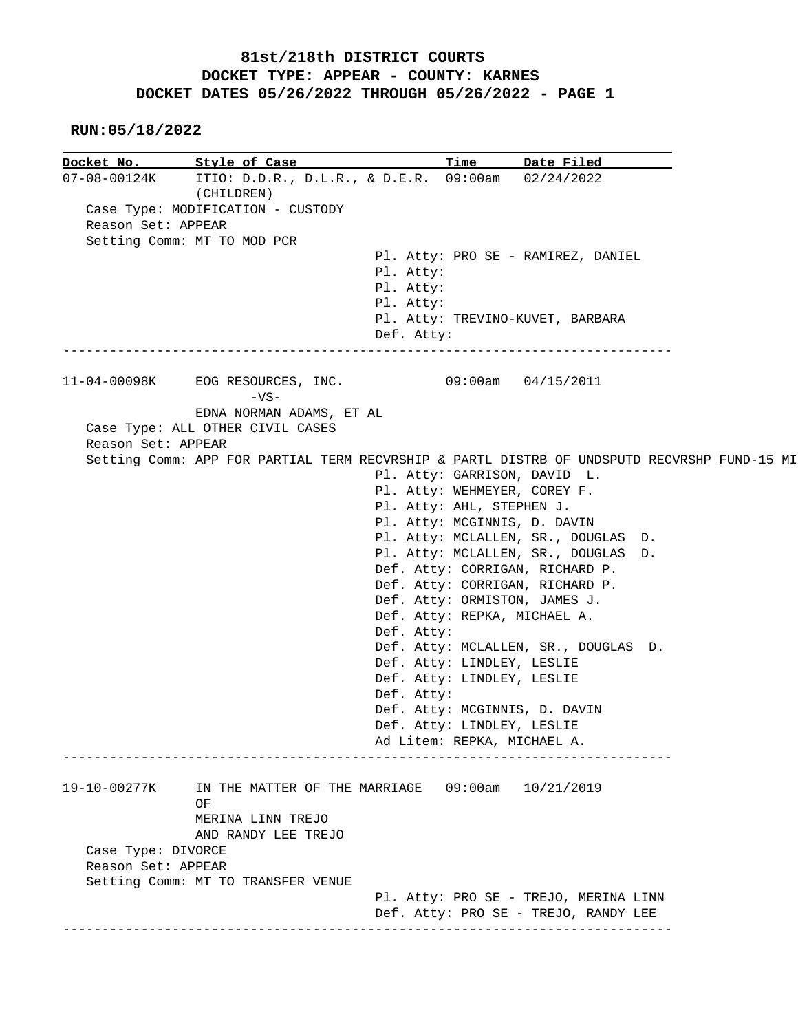# 81st/218th DISTRICT COURTS
## DOCKET TYPE: APPEAR - COUNTY: KARNES
## DOCKET DATES 05/26/2022 THROUGH 05/26/2022 - PAGE 1

**RUN:05/18/2022**

| Docket No. | Style of Case | Time | Date Filed |
|---|---|---|---|
| 07-08-00124K | ITIO: D.D.R., D.L.R., & D.E.R. (CHILDREN) | 09:00am | 02/24/2022 |

Case Type: MODIFICATION - CUSTODY
Reason Set: APPEAR
Setting Comm: MT TO MOD PCR

Pl. Atty: PRO SE - RAMIREZ, DANIEL
Pl. Atty:
Pl. Atty:
Pl. Atty:
Pl. Atty: TREVINO-KUVET, BARBARA
Def. Atty:

---

| Docket No. | Style of Case | Time | Date Filed |
|---|---|---|---|
| 11-04-00098K | EOG RESOURCES, INC. -VS- EDNA NORMAN ADAMS, ET AL | 09:00am | 04/15/2011 |

Case Type: ALL OTHER CIVIL CASES
Reason Set: APPEAR
Setting Comm: APP FOR PARTIAL TERM RECVRSHIP & PARTL DISTRB OF UNDSPUTD RECVRSHP FUND-15 MI

Pl. Atty: GARRISON, DAVID L.
Pl. Atty: WEHMEYER, COREY F.
Pl. Atty: AHL, STEPHEN J.
Pl. Atty: MCGINNIS, D. DAVIN
Pl. Atty: MCLALLEN, SR., DOUGLAS D.
Pl. Atty: MCLALLEN, SR., DOUGLAS D.
Def. Atty: CORRIGAN, RICHARD P.
Def. Atty: CORRIGAN, RICHARD P.
Def. Atty: ORMISTON, JAMES J.
Def. Atty: REPKA, MICHAEL A.
Def. Atty:
Def. Atty: MCLALLEN, SR., DOUGLAS D.
Def. Atty: LINDLEY, LESLIE
Def. Atty: LINDLEY, LESLIE
Def. Atty:
Def. Atty: MCGINNIS, D. DAVIN
Def. Atty: LINDLEY, LESLIE
Ad Litem: REPKA, MICHAEL A.

---

| Docket No. | Style of Case | Time | Date Filed |
|---|---|---|---|
| 19-10-00277K | IN THE MATTER OF THE MARRIAGE OF MERINA LINN TREJO AND RANDY LEE TREJO | 09:00am | 10/21/2019 |

Case Type: DIVORCE
Reason Set: APPEAR
Setting Comm: MT TO TRANSFER VENUE

Pl. Atty: PRO SE - TREJO, MERINA LINN
Def. Atty: PRO SE - TREJO, RANDY LEE

---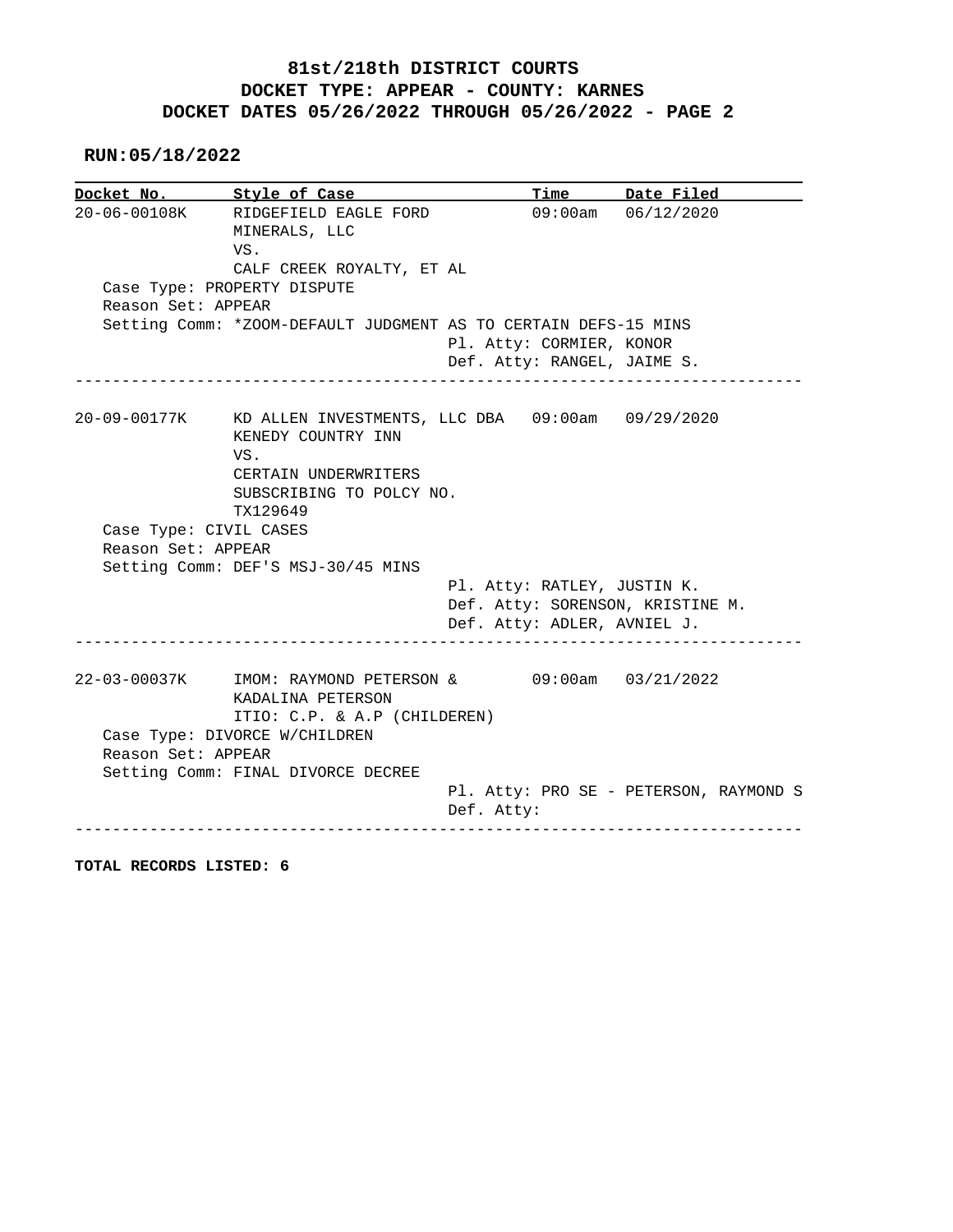**81st/218th DISTRICT COURTS**
**DOCKET TYPE: APPEAR - COUNTY: KARNES**
**DOCKET DATES 05/26/2022 THROUGH 05/26/2022 - PAGE 2**

**RUN:05/18/2022**

| Docket No. | Style of Case | Time | Date Filed |
|---|---|---|---|
| 20-06-00108K | RIDGEFIELD EAGLE FORD MINERALS, LLC VS. CALF CREEK ROYALTY, ET AL | 09:00am | 06/12/2020 |

Case Type: PROPERTY DISPUTE
Reason Set: APPEAR
Setting Comm: *ZOOM-DEFAULT JUDGMENT AS TO CERTAIN DEFS-15 MINS
Pl. Atty: CORMIER, KONOR
Def. Atty: RANGEL, JAIME S.

---

| Docket No. | Style of Case | Time | Date Filed |
|---|---|---|---|
| 20-09-00177K | KD ALLEN INVESTMENTS, LLC DBA KENEDY COUNTRY INN VS. CERTAIN UNDERWRITERS SUBSCRIBING TO POLCY NO. TX129649 | 09:00am | 09/29/2020 |

Case Type: CIVIL CASES
Reason Set: APPEAR
Setting Comm: DEF'S MSJ-30/45 MINS
Pl. Atty: RATLEY, JUSTIN K.
Def. Atty: SORENSON, KRISTINE M.
Def. Atty: ADLER, AVNIEL J.

---

| Docket No. | Style of Case | Time | Date Filed |
|---|---|---|---|
| 22-03-00037K | IMOM: RAYMOND PETERSON & KADALINA PETERSON ITIO: C.P. & A.P (CHILDEREN) | 09:00am | 03/21/2022 |

Case Type: DIVORCE W/CHILDREN
Reason Set: APPEAR
Setting Comm: FINAL DIVORCE DECREE
Pl. Atty: PRO SE - PETERSON, RAYMOND S
Def. Atty:

---

**TOTAL RECORDS LISTED: 6**